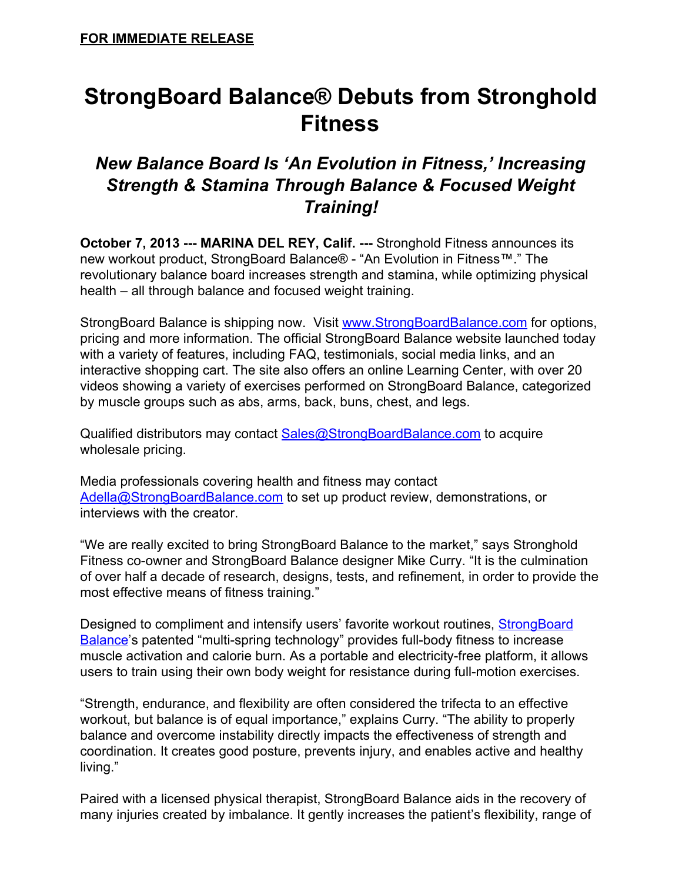**FOR IMMEDIATE RELEASE**

# StrongBoard Balance® Debuts from Stronghold Fitness

## *New Balance Board Is 'An Evolution in Fitness,' Increasing Strength & Stamina Through Balance & Focused Weight Training!*

**October 7, 2013 --- MARINA DEL REY, Calif. ---** Stronghold Fitness announces its new workout product, StrongBoard Balance® - "An Evolution in Fitness™." The revolutionary balance board increases strength and stamina, while optimizing physical health – all through balance and focused weight training.

StrongBoard Balance is shipping now. Visit www.StrongBoardBalance.com for options, pricing and more information. The official StrongBoard Balance website launched today with a variety of features, including FAQ, testimonials, social media links, and an interactive shopping cart. The site also offers an online Learning Center, with over 20 videos showing a variety of exercises performed on StrongBoard Balance, categorized by muscle groups such as abs, arms, back, buns, chest, and legs.

Qualified distributors may contact Sales@StrongBoardBalance.com to acquire wholesale pricing.

Media professionals covering health and fitness may contact Adella@StrongBoardBalance.com to set up product review, demonstrations, or interviews with the creator.

"We are really excited to bring StrongBoard Balance to the market," says Stronghold Fitness co-owner and StrongBoard Balance designer Mike Curry. "It is the culmination of over half a decade of research, designs, tests, and refinement, in order to provide the most effective means of fitness training."

Designed to compliment and intensify users' favorite workout routines, StrongBoard Balance's patented "multi-spring technology" provides full-body fitness to increase muscle activation and calorie burn. As a portable and electricity-free platform, it allows users to train using their own body weight for resistance during full-motion exercises.

"Strength, endurance, and flexibility are often considered the trifecta to an effective workout, but balance is of equal importance," explains Curry. "The ability to properly balance and overcome instability directly impacts the effectiveness of strength and coordination. It creates good posture, prevents injury, and enables active and healthy living."

Paired with a licensed physical therapist, StrongBoard Balance aids in the recovery of many injuries created by imbalance. It gently increases the patient's flexibility, range of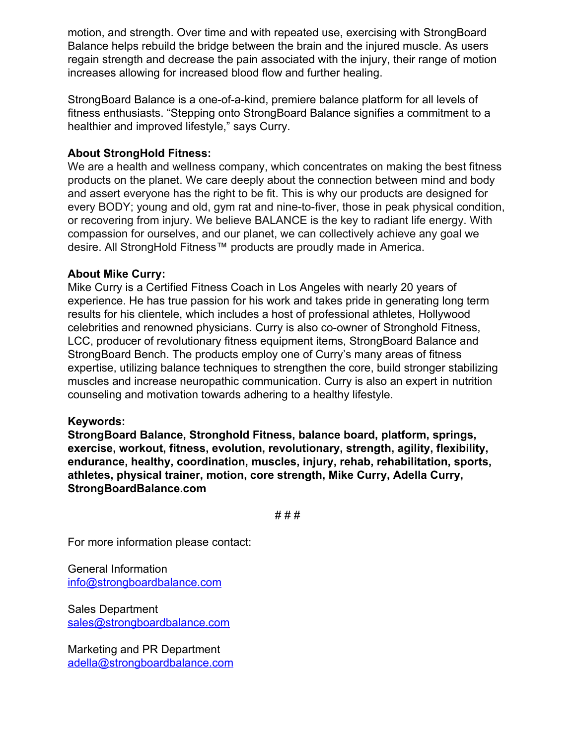motion, and strength. Over time and with repeated use, exercising with StrongBoard Balance helps rebuild the bridge between the brain and the injured muscle. As users regain strength and decrease the pain associated with the injury, their range of motion increases allowing for increased blood flow and further healing.

StrongBoard Balance is a one-of-a-kind, premiere balance platform for all levels of fitness enthusiasts. “Stepping onto StrongBoard Balance signifies a commitment to a healthier and improved lifestyle,” says Curry.

**About StrongHold Fitness:**
We are a health and wellness company, which concentrates on making the best fitness products on the planet. We care deeply about the connection between mind and body and assert everyone has the right to be fit. This is why our products are designed for every BODY; young and old, gym rat and nine-to-fiver, those in peak physical condition, or recovering from injury. We believe BALANCE is the key to radiant life energy. With compassion for ourselves, and our planet, we can collectively achieve any goal we desire. All StrongHold Fitness™ products are proudly made in America.

**About Mike Curry:**
Mike Curry is a Certified Fitness Coach in Los Angeles with nearly 20 years of experience. He has true passion for his work and takes pride in generating long term results for his clientele, which includes a host of professional athletes, Hollywood celebrities and renowned physicians. Curry is also co-owner of Stronghold Fitness, LCC, producer of revolutionary fitness equipment items, StrongBoard Balance and StrongBoard Bench. The products employ one of Curry’s many areas of fitness expertise, utilizing balance techniques to strengthen the core, build stronger stabilizing muscles and increase neuropathic communication. Curry is also an expert in nutrition counseling and motivation towards adhering to a healthy lifestyle.

**Keywords:**
**StrongBoard Balance, Stronghold Fitness, balance board, platform, springs, exercise, workout, fitness, evolution, revolutionary, strength, agility, flexibility, endurance, healthy, coordination, muscles, injury, rehab, rehabilitation, sports, athletes, physical trainer, motion, core strength, Mike Curry, Adella Curry, StrongBoardBalance.com**

# # #

For more information please contact:

General Information
info@strongboardbalance.com

Sales Department
sales@strongboardbalance.com

Marketing and PR Department
adella@strongboardbalance.com